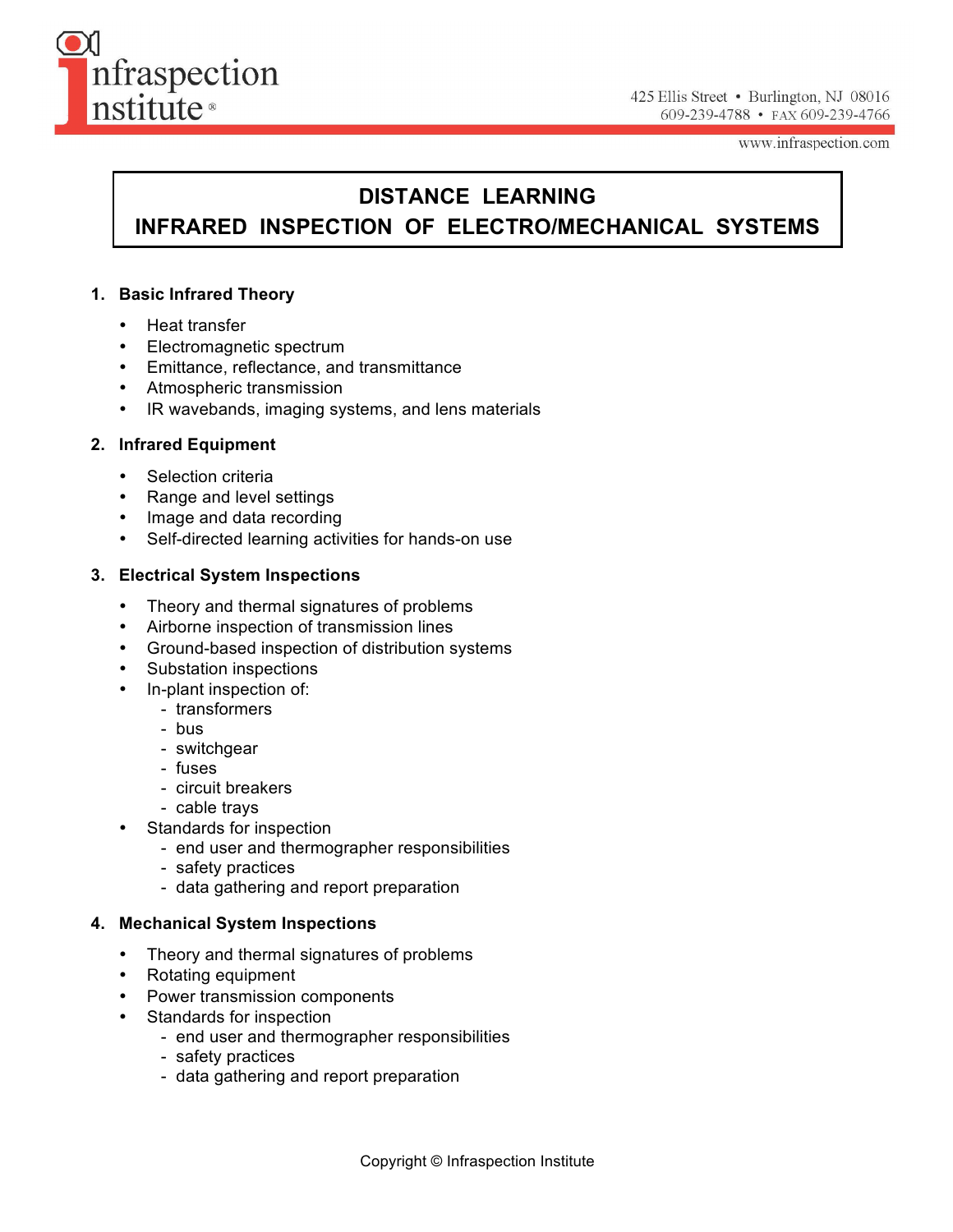Infraspection Institute®

425 Ellis Street • Burlington, NJ 08016
609-239-4788 • FAX 609-239-4766
www.infraspection.com

# DISTANCE LEARNING
# INFRARED INSPECTION OF ELECTRO/MECHANICAL SYSTEMS

1. **Basic Infrared Theory**
   - Heat transfer
   - Electromagnetic spectrum
   - Emittance, reflectance, and transmittance
   - Atmospheric transmission
   - IR wavebands, imaging systems, and lens materials

2. **Infrared Equipment**
   - Selection criteria
   - Range and level settings
   - Image and data recording
   - Self-directed learning activities for hands-on use

3. **Electrical System Inspections**
   - Theory and thermal signatures of problems
   - Airborne inspection of transmission lines
   - Ground-based inspection of distribution systems
   - Substation inspections
   - In-plant inspection of:
     - transformers
     - bus
     - switchgear
     - fuses
     - circuit breakers
     - cable trays
   - Standards for inspection
     - end user and thermographer responsibilities
     - safety practices
     - data gathering and report preparation

4. **Mechanical System Inspections**
   - Theory and thermal signatures of problems
   - Rotating equipment
   - Power transmission components
   - Standards for inspection
     - end user and thermographer responsibilities
     - safety practices
     - data gathering and report preparation

Copyright © Infraspection Institute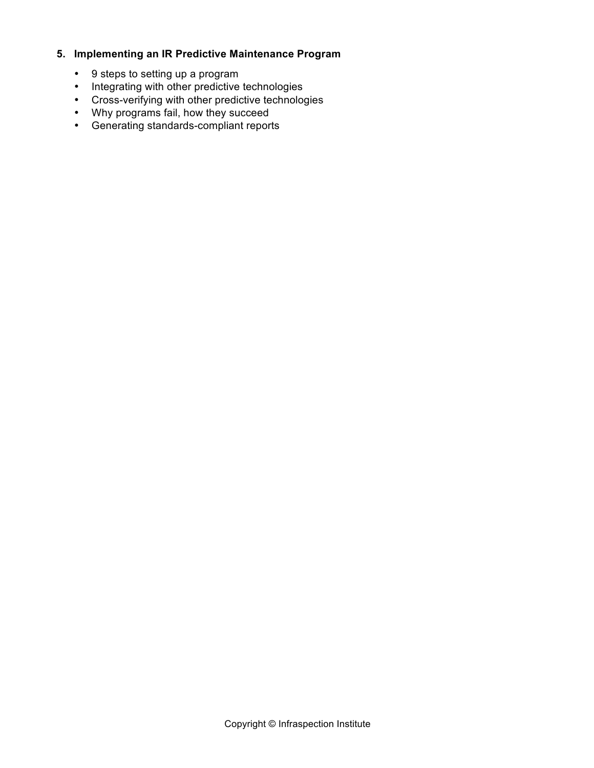5. **Implementing an IR Predictive Maintenance Program**

- 9 steps to setting up a program
- Integrating with other predictive technologies
- Cross-verifying with other predictive technologies
- Why programs fail, how they succeed
- Generating standards-compliant reports

Copyright © Infraspection Institute